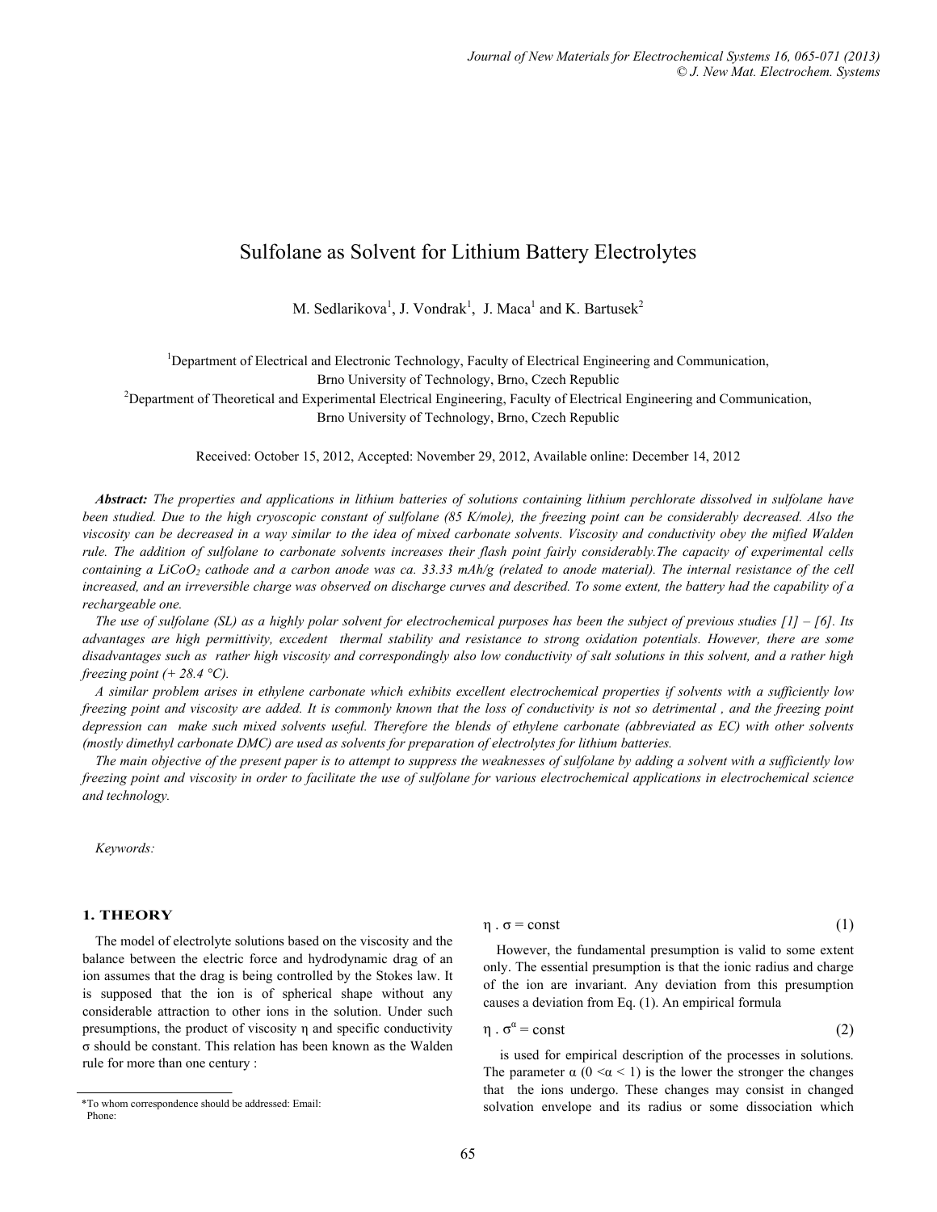# Sulfolane as Solvent for Lithium Battery Electrolytes

M. Sedlarikova[1], J. Vondrak[1], J. Maca[1] and K. Bartusek[2]

[1]Department of Electrical and Electronic Technology, Faculty of Electrical Engineering and Communication, Brno University of Technology, Brno, Czech Republic

[2]Department of Theoretical and Experimental Electrical Engineering, Faculty of Electrical Engineering and Communication, Brno University of Technology, Brno, Czech Republic

Received: October 15, 2012, Accepted: November 29, 2012, Available online: December 14, 2012

***Abstract:*** *The properties and applications in lithium batteries of solutions containing lithium perchlorate dissolved in sulfolane have been studied. Due to the high cryoscopic constant of sulfolane (85 K/mole), the freezing point can be considerably decreased. Also the viscosity can be decreased in a way similar to the idea of mixed carbonate solvents. Viscosity and conductivity obey the mified Walden rule. The addition of sulfolane to carbonate solvents increases their flash point fairly considerably.The capacity of experimental cells containing a $LiCoO_2$ cathode and a carbon anode was ca. 33.33 mAh/g (related to anode material). The internal resistance of the cell increased, and an irreversible charge was observed on discharge curves and described. To some extent, the battery had the capability of a rechargeable one.*

*The use of sulfolane (SL) as a highly polar solvent for electrochemical purposes has been the subject of previous studies [1] – [6]. Its advantages are high permittivity, excedent thermal stability and resistance to strong oxidation potentials. However, there are some disadvantages such as rather high viscosity and correspondingly also low conductivity of salt solutions in this solvent, and a rather high freezing point (+ 28.4 °C).*

*A similar problem arises in ethylene carbonate which exhibits excellent electrochemical properties if solvents with a sufficiently low freezing point and viscosity are added. It is commonly known that the loss of conductivity is not so detrimental , and the freezing point depression can make such mixed solvents useful. Therefore the blends of ethylene carbonate (abbreviated as EC) with other solvents (mostly dimethyl carbonate DMC) are used as solvents for preparation of electrolytes for lithium batteries.*

*The main objective of the present paper is to attempt to suppress the weaknesses of sulfolane by adding a solvent with a sufficiently low freezing point and viscosity in order to facilitate the use of sulfolane for various electrochemical applications in electrochemical science and technology.*

*Keywords:*

## 1. THEORY

The model of electrolyte solutions based on the viscosity and the balance between the electric force and hydrodynamic drag of an ion assumes that the drag is being controlled by the Stokes law. It is supposed that the ion is of spherical shape without any considerable attraction to other ions in the solution. Under such presumptions, the product of viscosity η and specific conductivity σ should be constant. This relation has been known as the Walden rule for more than one century :

$$\eta \, . \, \sigma = \text{const} \tag{1}$$

However, the fundamental presumption is valid to some extent only. The essential presumption is that the ionic radius and charge of the ion are invariant. Any deviation from this presumption causes a deviation from Eq. (1). An empirical formula

$$\eta \, . \, \sigma^{\alpha} = \text{const} \tag{2}$$

is used for empirical description of the processes in solutions. The parameter α ($0 < \alpha < 1$) is the lower the stronger the changes that the ions undergo. These changes may consist in changed solvation envelope and its radius or some dissociation which

*To whom correspondence should be addressed: Email:
Phone: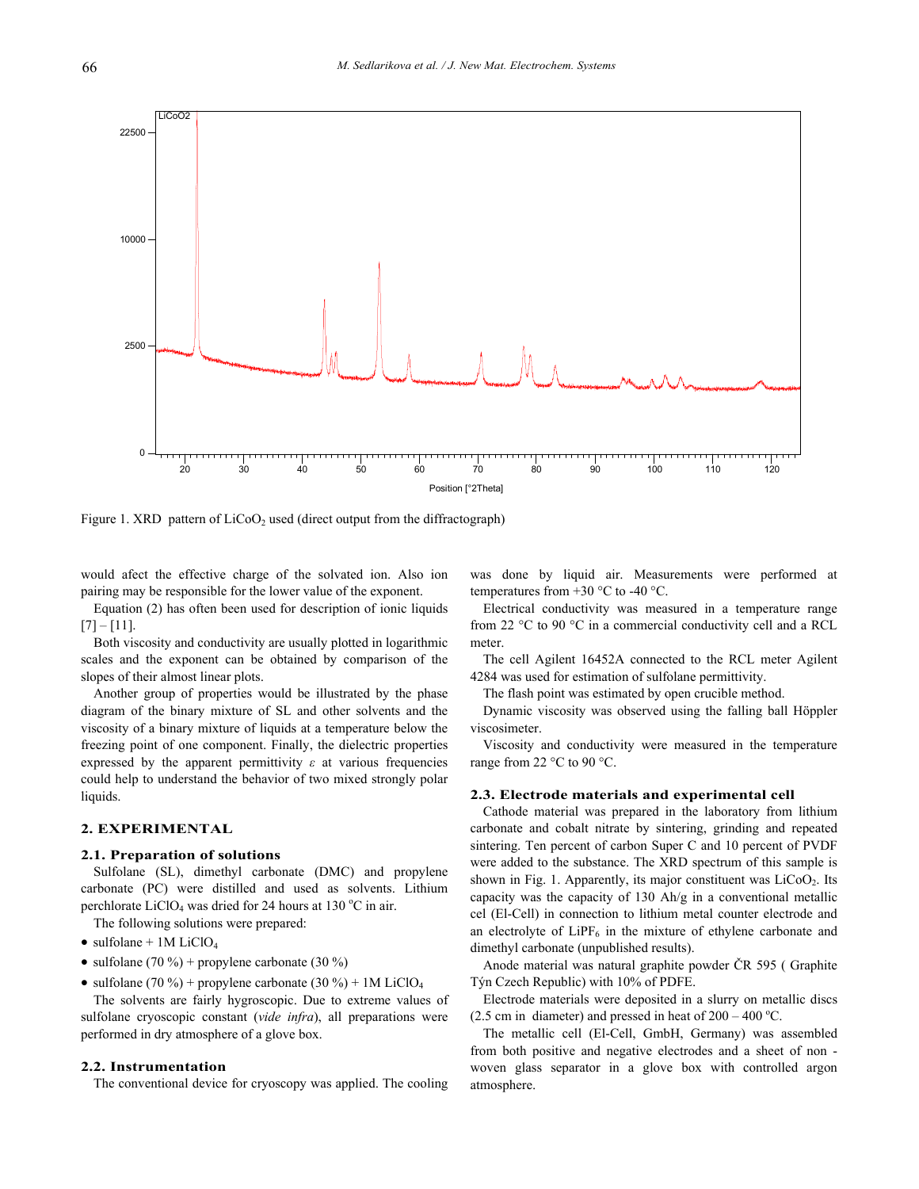LiCoO2

22500

10000

2500

0

20 30 40 50 60 70 80 90 100 110 120

Position [°2Theta]

Figure 1. XRD pattern of $LiCoO_2$ used (direct output from the diffractograph)

would afect the effective charge of the solvated ion. Also ion pairing may be responsible for the lower value of the exponent.

Equation (2) has often been used for description of ionic liquids [7] – [11].

Both viscosity and conductivity are usually plotted in logarithmic scales and the exponent can be obtained by comparison of the slopes of their almost linear plots.

Another group of properties would be illustrated by the phase diagram of the binary mixture of SL and other solvents and the viscosity of a binary mixture of liquids at a temperature below the freezing point of one component. Finally, the dielectric properties expressed by the apparent permittivity *ε* at various frequencies could help to understand the behavior of two mixed strongly polar liquids.

## 2. EXPERIMENTAL

### 2.1. Preparation of solutions

Sulfolane (SL), dimethyl carbonate (DMC) and propylene carbonate (PC) were distilled and used as solvents. Lithium perchlorate $LiClO_4$ was dried for 24 hours at 130 °C in air.

The following solutions were prepared:

- sulfolane + 1M $LiClO_4$
- sulfolane (70 %) + propylene carbonate (30 %)
- sulfolane (70 %) + propylene carbonate (30 %) + 1M $LiClO_4$

The solvents are fairly hygroscopic. Due to extreme values of sulfolane cryoscopic constant (*vide infra*), all preparations were performed in dry atmosphere of a glove box.

### 2.2. Instrumentation

The conventional device for cryoscopy was applied. The cooling was done by liquid air. Measurements were performed at temperatures from +30 °C to -40 °C.

Electrical conductivity was measured in a temperature range from 22 °C to 90 °C in a commercial conductivity cell and a RCL meter.

The cell Agilent 16452A connected to the RCL meter Agilent 4284 was used for estimation of sulfolane permittivity.

The flash point was estimated by open crucible method.

Dynamic viscosity was observed using the falling ball Höppler viscosimeter.

Viscosity and conductivity were measured in the temperature range from 22 °C to 90 °C.

### 2.3. Electrode materials and experimental cell

Cathode material was prepared in the laboratory from lithium carbonate and cobalt nitrate by sintering, grinding and repeated sintering. Ten percent of carbon Super C and 10 percent of PVDF were added to the substance. The XRD spectrum of this sample is shown in Fig. 1. Apparently, its major constituent was $LiCoO_2$. Its capacity was the capacity of 130 Ah/g in a conventional metallic cel (El-Cell) in connection to lithium metal counter electrode and an electrolyte of $LiPF_6$ in the mixture of ethylene carbonate and dimethyl carbonate (unpublished results).

Anode material was natural graphite powder ČR 595 ( Graphite Týn Czech Republic) with 10% of PDFE.

Electrode materials were deposited in a slurry on metallic discs (2.5 cm in diameter) and pressed in heat of 200 – 400 ºC.

The metallic cell (El-Cell, GmbH, Germany) was assembled from both positive and negative electrodes and a sheet of non - woven glass separator in a glove box with controlled argon atmosphere.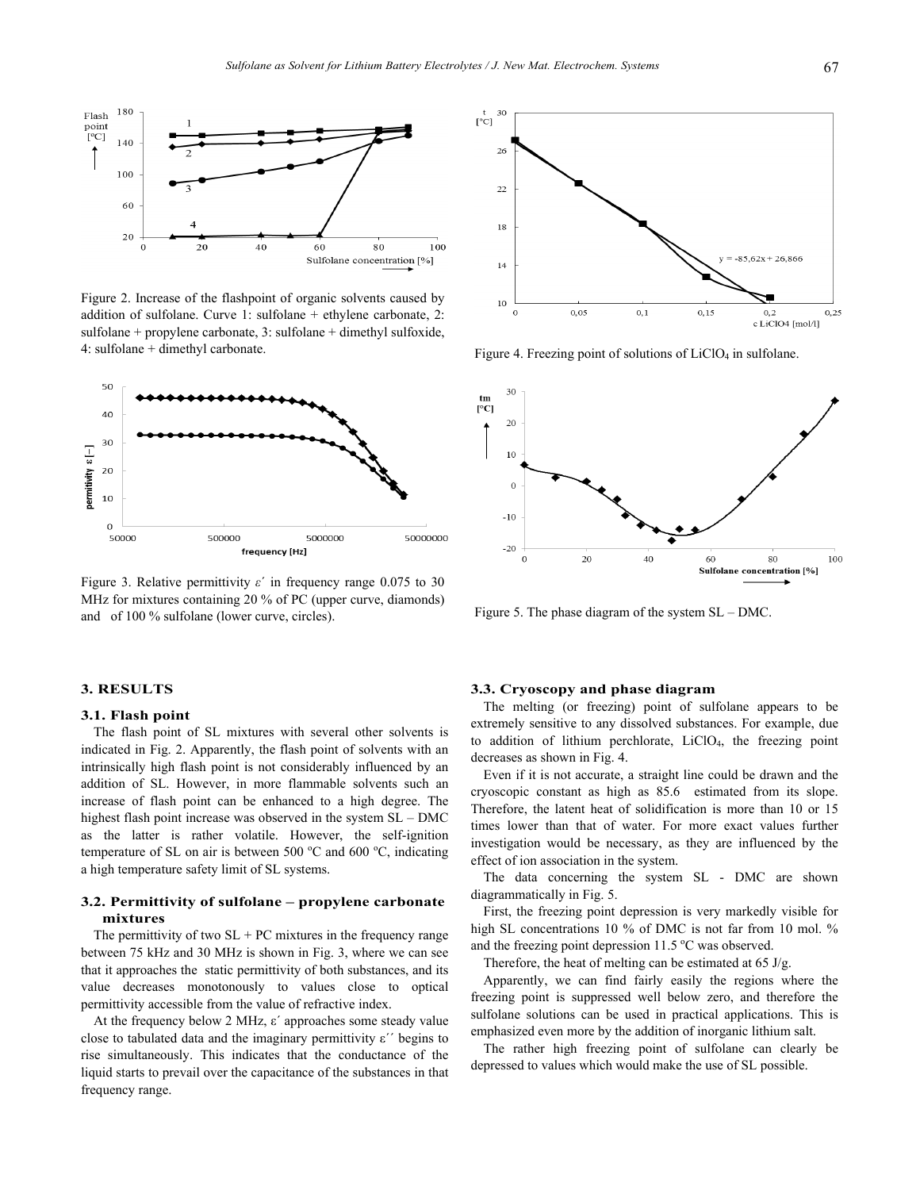Flash point [ºC]

180

140

100

60

20

0 20 40 60 80 100

Sulfolane concentration [%]

1

2

3

4

Figure 2. Increase of the flashpoint of organic solvents caused by addition of sulfolane. Curve 1: sulfolane + ethylene carbonate, 2: sulfolane + propylene carbonate, 3: sulfolane + dimethyl sulfoxide, 4: sulfolane + dimethyl carbonate.

permittivity ε [–]

50

40

30

20

10

0

50000 500000 5000000 50000000

frequency [Hz]

Figure 3. Relative permittivity ε´ in frequency range 0.075 to 30 MHz for mixtures containing 20 % of PC (upper curve, diamonds) and of 100 % sulfolane (lower curve, circles).

t [ºC]

30

26

22

18

14

10

0 0,05 0,1 0,15 0,2 0,25

c LiClO4 [mol/l]

y = -85,62x + 26,866

Figure 4. Freezing point of solutions of $LiClO_4$ in sulfolane.

tm [ºC]

30

20

10

0

-10

-20

0 20 40 60 80 100

Sulfolane concentration [%]

Figure 5. The phase diagram of the system SL – DMC.

## 3. RESULTS

### 3.1. Flash point

The flash point of SL mixtures with several other solvents is indicated in Fig. 2. Apparently, the flash point of solvents with an intrinsically high flash point is not considerably influenced by an addition of SL. However, in more flammable solvents such an increase of flash point can be enhanced to a high degree. The highest flash point increase was observed in the system SL – DMC as the latter is rather volatile. However, the self-ignition temperature of SL on air is between 500 ºC and 600 ºC, indicating a high temperature safety limit of SL systems.

### 3.2. Permittivity of sulfolane – propylene carbonate mixtures

The permittivity of two SL + PC mixtures in the frequency range between 75 kHz and 30 MHz is shown in Fig. 3, where we can see that it approaches the static permittivity of both substances, and its value decreases monotonously to values close to optical permittivity accessible from the value of refractive index.

At the frequency below 2 MHz, ε´ approaches some steady value close to tabulated data and the imaginary permittivity ε´´ begins to rise simultaneously. This indicates that the conductance of the liquid starts to prevail over the capacitance of the substances in that frequency range.

### 3.3. Cryoscopy and phase diagram

The melting (or freezing) point of sulfolane appears to be extremely sensitive to any dissolved substances. For example, due to addition of lithium perchlorate, $LiClO_4$, the freezing point decreases as shown in Fig. 4.

Even if it is not accurate, a straight line could be drawn and the cryoscopic constant as high as 85.6 estimated from its slope. Therefore, the latent heat of solidification is more than 10 or 15 times lower than that of water. For more exact values further investigation would be necessary, as they are influenced by the effect of ion association in the system.

The data concerning the system SL - DMC are shown diagrammatically in Fig. 5.

First, the freezing point depression is very markedly visible for high SL concentrations 10 % of DMC is not far from 10 mol. % and the freezing point depression 11.5 ºC was observed.

Therefore, the heat of melting can be estimated at 65 J/g.

Apparently, we can find fairly easily the regions where the freezing point is suppressed well below zero, and therefore the sulfolane solutions can be used in practical applications. This is emphasized even more by the addition of inorganic lithium salt.

The rather high freezing point of sulfolane can clearly be depressed to values which would make the use of SL possible.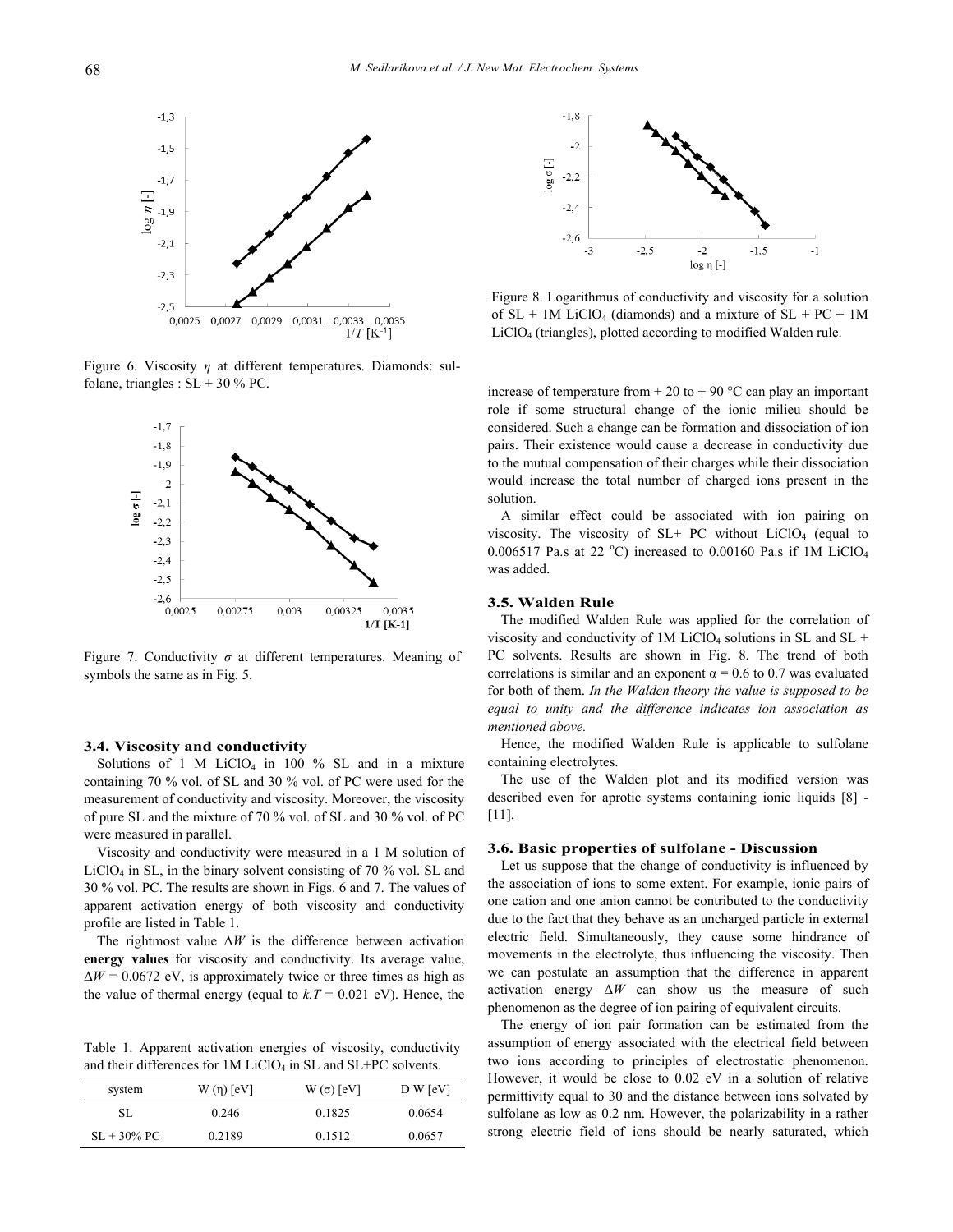Figure 6. Viscosity $\eta$ at different temperatures. Diamonds: sulfolane, triangles : SL + 30 % PC.

Figure 7. Conductivity $\sigma$ at different temperatures. Meaning of symbols the same as in Fig. 5.

### 3.4. Viscosity and conductivity

Solutions of 1 M $LiClO_4$ in 100 % SL and in a mixture containing 70 % vol. of SL and 30 % vol. of PC were used for the measurement of conductivity and viscosity. Moreover, the viscosity of pure SL and the mixture of 70 % vol. of SL and 30 % vol. of PC were measured in parallel.

Viscosity and conductivity were measured in a 1 M solution of $LiClO_4$ in SL, in the binary solvent consisting of 70 % vol. SL and 30 % vol. PC. The results are shown in Figs. 6 and 7. The values of apparent activation energy of both viscosity and conductivity profile are listed in Table 1.

The rightmost value $\Delta W$ is the difference between activation **energy values** for viscosity and conductivity. Its average value, $\Delta W$ = 0.0672 eV, is approximately twice or three times as high as the value of thermal energy (equal to $k.T$ = 0.021 eV). Hence, the increase of temperature from + 20 to + 90 °C can play an important role if some structural change of the ionic milieu should be considered. Such a change can be formation and dissociation of ion pairs. Their existence would cause a decrease in conductivity due to the mutual compensation of their charges while their dissociation would increase the total number of charged ions present in the solution.

Table 1. Apparent activation energies of viscosity, conductivity and their differences for 1M $LiClO_4$ in SL and SL+PC solvents.

| system | W (η) [eV] | W (σ) [eV] | D W [eV] |
|---|---|---|---|
| SL | 0.246 | 0.1825 | 0.0654 |
| SL + 30% PC | 0.2189 | 0.1512 | 0.0657 |

Figure 8. Logarithmus of conductivity and viscosity for a solution of SL + 1M $LiClO_4$ (diamonds) and a mixture of SL + PC + 1M $LiClO_4$ (triangles), plotted according to modified Walden rule.

A similar effect could be associated with ion pairing on viscosity. The viscosity of SL+ PC without $LiClO_4$ (equal to 0.006517 Pa.s at 22 °C) increased to 0.00160 Pa.s if 1M $LiClO_4$ was added.

### 3.5. Walden Rule

The modified Walden Rule was applied for the correlation of viscosity and conductivity of 1M $LiClO_4$ solutions in SL and SL + PC solvents. Results are shown in Fig. 8. The trend of both correlations is similar and an exponent $\alpha$ = 0.6 to 0.7 was evaluated for both of them. *In the Walden theory the value is supposed to be equal to unity and the difference indicates ion association as mentioned above.*

Hence, the modified Walden Rule is applicable to sulfolane containing electrolytes.

The use of the Walden plot and its modified version was described even for aprotic systems containing ionic liquids [8] - [11].

### 3.6. Basic properties of sulfolane - Discussion

Let us suppose that the change of conductivity is influenced by the association of ions to some extent. For example, ionic pairs of one cation and one anion cannot be contributed to the conductivity due to the fact that they behave as an uncharged particle in external electric field. Simultaneously, they cause some hindrance of movements in the electrolyte, thus influencing the viscosity. Then we can postulate an assumption that the difference in apparent activation energy $\Delta W$ can show us the measure of such phenomenon as the degree of ion pairing of equivalent circuits.

The energy of ion pair formation can be estimated from the assumption of energy associated with the electrical field between two ions according to principles of electrostatic phenomenon. However, it would be close to 0.02 eV in a solution of relative permittivity equal to 30 and the distance between ions solvated by sulfolane as low as 0.2 nm. However, the polarizability in a rather strong electric field of ions should be nearly saturated, which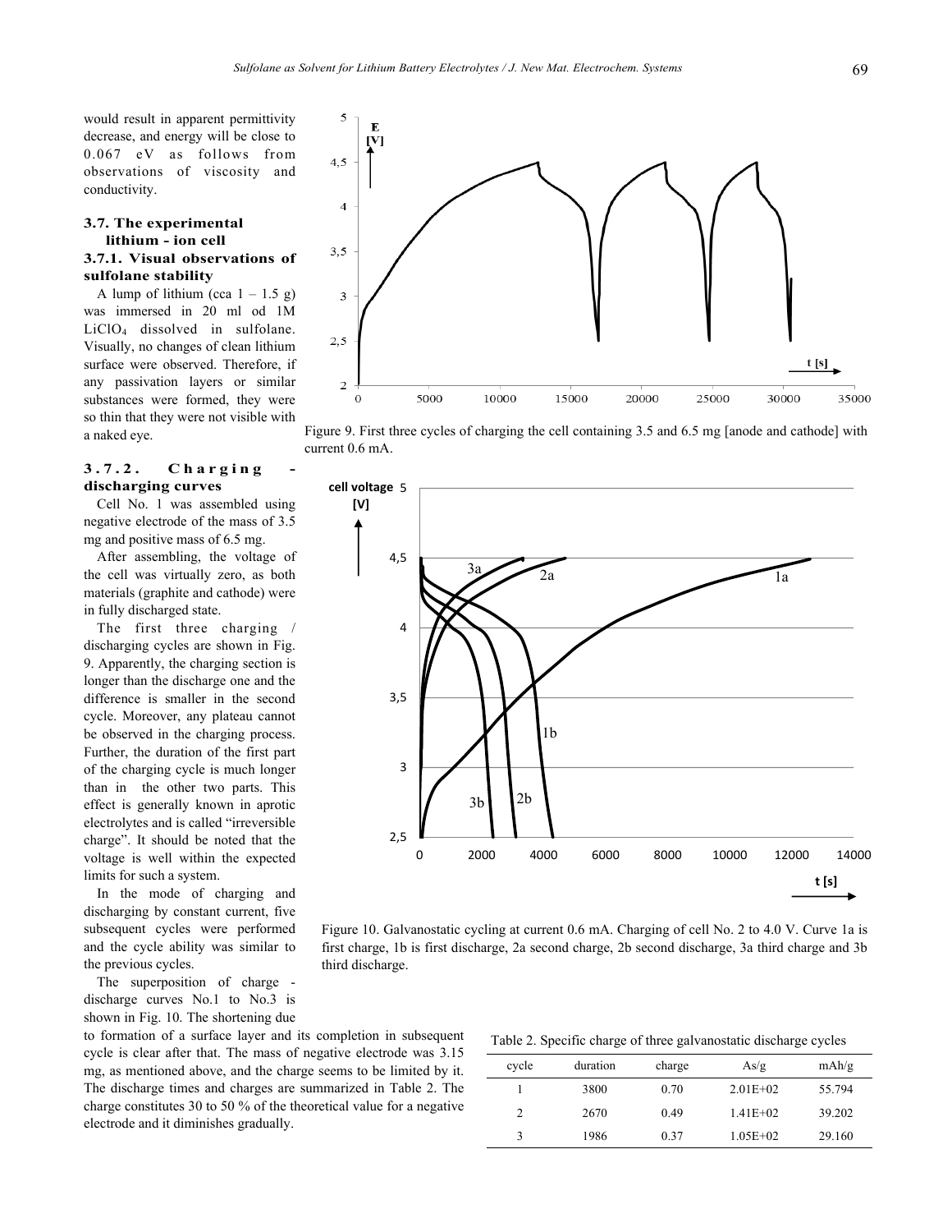would result in apparent permittivity decrease, and energy will be close to 0.067 eV as follows from observations of viscosity and conductivity.

### 3.7. The experimental lithium - ion cell

#### 3.7.1. Visual observations of sulfolane stability

A lump of lithium (cca 1 – 1.5 g) was immersed in 20 ml od 1M $LiClO_4$ dissolved in sulfolane. Visually, no changes of clean lithium surface were observed. Therefore, if any passivation layers or similar substances were formed, they were so thin that they were not visible with a naked eye.

#### 3.7.2. Charging - discharging curves

Cell No. 1 was assembled using negative electrode of the mass of 3.5 mg and positive mass of 6.5 mg.

After assembling, the voltage of the cell was virtually zero, as both materials (graphite and cathode) were in fully discharged state.

The first three charging / discharging cycles are shown in Fig. 9. Apparently, the charging section is longer than the discharge one and the difference is smaller in the second cycle. Moreover, any plateau cannot be observed in the charging process. Further, the duration of the first part of the charging cycle is much longer than in the other two parts. This effect is generally known in aprotic electrolytes and is called "irreversible charge". It should be noted that the voltage is well within the expected limits for such a system.

In the mode of charging and discharging by constant current, five subsequent cycles were performed and the cycle ability was similar to the previous cycles.

The superposition of charge - discharge curves No.1 to No.3 is shown in Fig. 10. The shortening due to formation of a surface layer and its completion in subsequent cycle is clear after that. The mass of negative electrode was 3.15 mg, as mentioned above, and the charge seems to be limited by it. The discharge times and charges are summarized in Table 2. The charge constitutes 30 to 50 % of the theoretical value for a negative electrode and it diminishes gradually.

E [V]
5
4,5
4
3,5
3
2,5
2
0 5000 10000 15000 20000 25000 30000 35000
t [s]

Figure 9. First three cycles of charging the cell containing 3.5 and 6.5 mg [anode and cathode] with current 0.6 mA.

cell voltage [V]
5
4,5
4
3,5
3
2,5
0 2000 4000 6000 8000 10000 12000 14000
t [s]
3a 2a 1a 1b 3b 2b

Figure 10. Galvanostatic cycling at current 0.6 mA. Charging of cell No. 2 to 4.0 V. Curve 1a is first charge, 1b is first discharge, 2a second charge, 2b second discharge, 3a third charge and 3b third discharge.

Table 2. Specific charge of three galvanostatic discharge cycles

| cycle | duration | charge | As/g | mAh/g |
|---|---|---|---|---|
| 1 | 3800 | 0.70 | 2.01E+02 | 55.794 |
| 2 | 2670 | 0.49 | 1.41E+02 | 39.202 |
| 3 | 1986 | 0.37 | 1.05E+02 | 29.160 |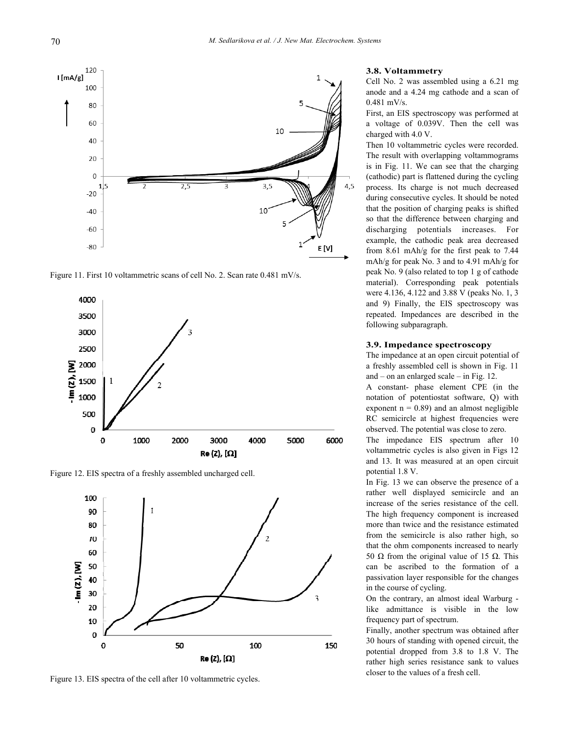I [mA/g]

120
100
80
60
40
20
0
-20
-40
-60
-80

1,5 2 2,5 3 3,5 4 4,5

1
5
10
10
5
1

E [V]

Figure 11. First 10 voltammetric scans of cell No. 2. Scan rate 0.481 mV/s.

4000
3500
3000
2500
2000
1500
1000
500
0

- Im (Z ), [W]

0 1000 2000 3000 4000 5000 6000

Re (Z), [Ω]

1
2
3

Figure 12. EIS spectra of a freshly assembled uncharged cell.

100
90
80
70
60
50
40
30
20
10
0

- Im (Z ), [W]

0 50 100 150

Re (Z), [Ω]

1
2
3

Figure 13. EIS spectra of the cell after 10 voltammetric cycles.

### 3.8. Voltammetry

Cell No. 2 was assembled using a 6.21 mg anode and a 4.24 mg cathode and a scan of 0.481 mV/s.

First, an EIS spectroscopy was performed at a voltage of 0.039V. Then the cell was charged with 4.0 V.

Then 10 voltammetric cycles were recorded. The result with overlapping voltammograms is in Fig. 11. We can see that the charging (cathodic) part is flattened during the cycling process. Its charge is not much decreased during consecutive cycles. It should be noted that the position of charging peaks is shifted so that the difference between charging and discharging potentials increases. For example, the cathodic peak area decreased from 8.61 mAh/g for the first peak to 7.44 mAh/g for peak No. 3 and to 4.91 mAh/g for peak No. 9 (also related to top 1 g of cathode material). Corresponding peak potentials were 4.136, 4.122 and 3.88 V (peaks No. 1, 3 and 9) Finally, the EIS spectroscopy was repeated. Impedances are described in the following subparagraph.

### 3.9. Impedance spectroscopy

The impedance at an open circuit potential of a freshly assembled cell is shown in Fig. 11 and – on an enlarged scale – in Fig. 12.

A constant- phase element CPE (in the notation of potentiostat software, Q) with exponent $n = 0.89$) and an almost negligible RC semicircle at highest frequencies were observed. The potential was close to zero.

The impedance EIS spectrum after 10 voltammetric cycles is also given in Figs 12 and 13. It was measured at an open circuit potential 1.8 V.

In Fig. 13 we can observe the presence of a rather well displayed semicircle and an increase of the series resistance of the cell. The high frequency component is increased more than twice and the resistance estimated from the semicircle is also rather high, so that the ohm components increased to nearly 50 Ω from the original value of 15 Ω. This can be ascribed to the formation of a passivation layer responsible for the changes in the course of cycling.

On the contrary, an almost ideal Warburg - like admittance is visible in the low frequency part of spectrum.

Finally, another spectrum was obtained after 30 hours of standing with opened circuit, the potential dropped from 3.8 to 1.8 V. The rather high series resistance sank to values closer to the values of a fresh cell.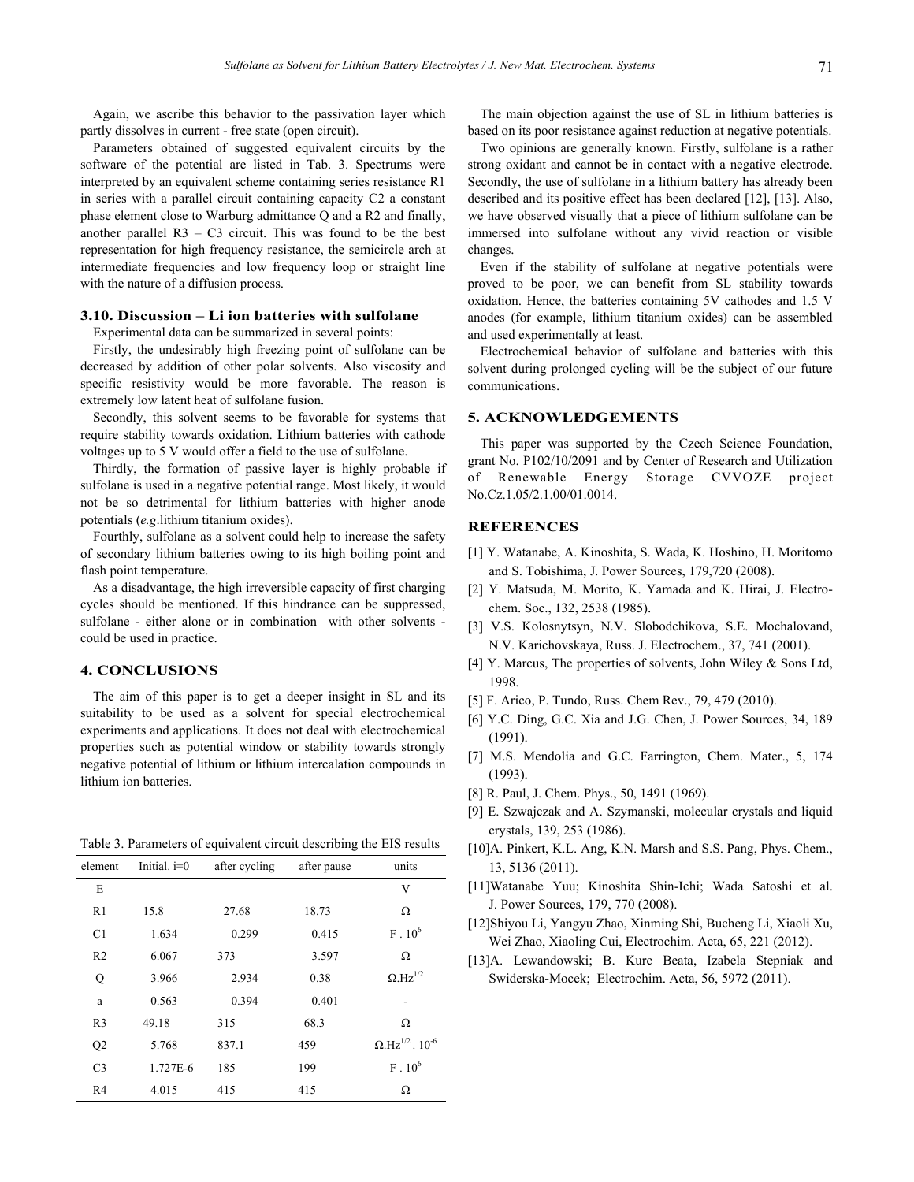Again, we ascribe this behavior to the passivation layer which partly dissolves in current - free state (open circuit).

Parameters obtained of suggested equivalent circuits by the software of the potential are listed in Tab. 3. Spectrums were interpreted by an equivalent scheme containing series resistance R1 in series with a parallel circuit containing capacity C2 a constant phase element close to Warburg admittance Q and a R2 and finally, another parallel R3 – C3 circuit. This was found to be the best representation for high frequency resistance, the semicircle arch at intermediate frequencies and low frequency loop or straight line with the nature of a diffusion process.

### 3.10. Discussion – Li ion batteries with sulfolane

Experimental data can be summarized in several points:

Firstly, the undesirably high freezing point of sulfolane can be decreased by addition of other polar solvents. Also viscosity and specific resistivity would be more favorable. The reason is extremely low latent heat of sulfolane fusion.

Secondly, this solvent seems to be favorable for systems that require stability towards oxidation. Lithium batteries with cathode voltages up to 5 V would offer a field to the use of sulfolane.

Thirdly, the formation of passive layer is highly probable if sulfolane is used in a negative potential range. Most likely, it would not be so detrimental for lithium batteries with higher anode potentials (*e.g.*lithium titanium oxides).

Fourthly, sulfolane as a solvent could help to increase the safety of secondary lithium batteries owing to its high boiling point and flash point temperature.

As a disadvantage, the high irreversible capacity of first charging cycles should be mentioned. If this hindrance can be suppressed, sulfolane - either alone or in combination with other solvents - could be used in practice.

## 4. CONCLUSIONS

The aim of this paper is to get a deeper insight in SL and its suitability to be used as a solvent for special electrochemical experiments and applications. It does not deal with electrochemical properties such as potential window or stability towards strongly negative potential of lithium or lithium intercalation compounds in lithium ion batteries.

Table 3. Parameters of equivalent circuit describing the EIS results

| element | Initial. i=0 | after cycling | after pause | units |
|---|---|---|---|---|
| E | | | | V |
| R1 | 15.8 | 27.68 | 18.73 | Ω |
| C1 | 1.634 | 0.299 | 0.415 | $F \cdot 10^6$ |
| R2 | 6.067 | 373 | 3.597 | Ω |
| Q | 3.966 | 2.934 | 0.38 | $\Omega . Hz^{1/2}$ |
| a | 0.563 | 0.394 | 0.401 | - |
| R3 | 49.18 | 315 | 68.3 | Ω |
| Q2 | 5.768 | 837.1 | 459 | $\Omega . Hz^{1/2} . 10^{-6}$ |
| C3 | 1.727E-6 | 185 | 199 | $F \cdot 10^6$ |
| R4 | 4.015 | 415 | 415 | Ω |

The main objection against the use of SL in lithium batteries is based on its poor resistance against reduction at negative potentials.

Two opinions are generally known. Firstly, sulfolane is a rather strong oxidant and cannot be in contact with a negative electrode. Secondly, the use of sulfolane in a lithium battery has already been described and its positive effect has been declared [12], [13]. Also, we have observed visually that a piece of lithium sulfolane can be immersed into sulfolane without any vivid reaction or visible changes.

Even if the stability of sulfolane at negative potentials were proved to be poor, we can benefit from SL stability towards oxidation. Hence, the batteries containing 5V cathodes and 1.5 V anodes (for example, lithium titanium oxides) can be assembled and used experimentally at least.

Electrochemical behavior of sulfolane and batteries with this solvent during prolonged cycling will be the subject of our future communications.

## 5. ACKNOWLEDGEMENTS

This paper was supported by the Czech Science Foundation, grant No. P102/10/2091 and by Center of Research and Utilization of Renewable Energy Storage CVVOZE project No.Cz.1.05/2.1.00/01.0014.

## REFERENCES

[1] Y. Watanabe, A. Kinoshita, S. Wada, K. Hoshino, H. Moritomo and S. Tobishima, J. Power Sources, 179,720 (2008).

[2] Y. Matsuda, M. Morito, K. Yamada and K. Hirai, J. Electrochem. Soc., 132, 2538 (1985).

[3] V.S. Kolosnytsyn, N.V. Slobodchikova, S.E. Mochalovand, N.V. Karichovskaya, Russ. J. Electrochem., 37, 741 (2001).

[4] Y. Marcus, The properties of solvents, John Wiley & Sons Ltd, 1998.

[5] F. Arico, P. Tundo, Russ. Chem Rev., 79, 479 (2010).

[6] Y.C. Ding, G.C. Xia and J.G. Chen, J. Power Sources, 34, 189 (1991).

[7] M.S. Mendolia and G.C. Farrington, Chem. Mater., 5, 174 (1993).

[8] R. Paul, J. Chem. Phys., 50, 1491 (1969).

[9] E. Szwajczak and A. Szymanski, molecular crystals and liquid crystals, 139, 253 (1986).

[10]A. Pinkert, K.L. Ang, K.N. Marsh and S.S. Pang, Phys. Chem., 13, 5136 (2011).

[11]Watanabe Yuu; Kinoshita Shin-Ichi; Wada Satoshi et al. J. Power Sources, 179, 770 (2008).

[12]Shiyou Li, Yangyu Zhao, Xinming Shi, Bucheng Li, Xiaoli Xu, Wei Zhao, Xiaoling Cui, Electrochim. Acta, 65, 221 (2012).

[13]A. Lewandowski; B. Kurc Beata, Izabela Stepniak and Swiderska-Mocek; Electrochim. Acta, 56, 5972 (2011).